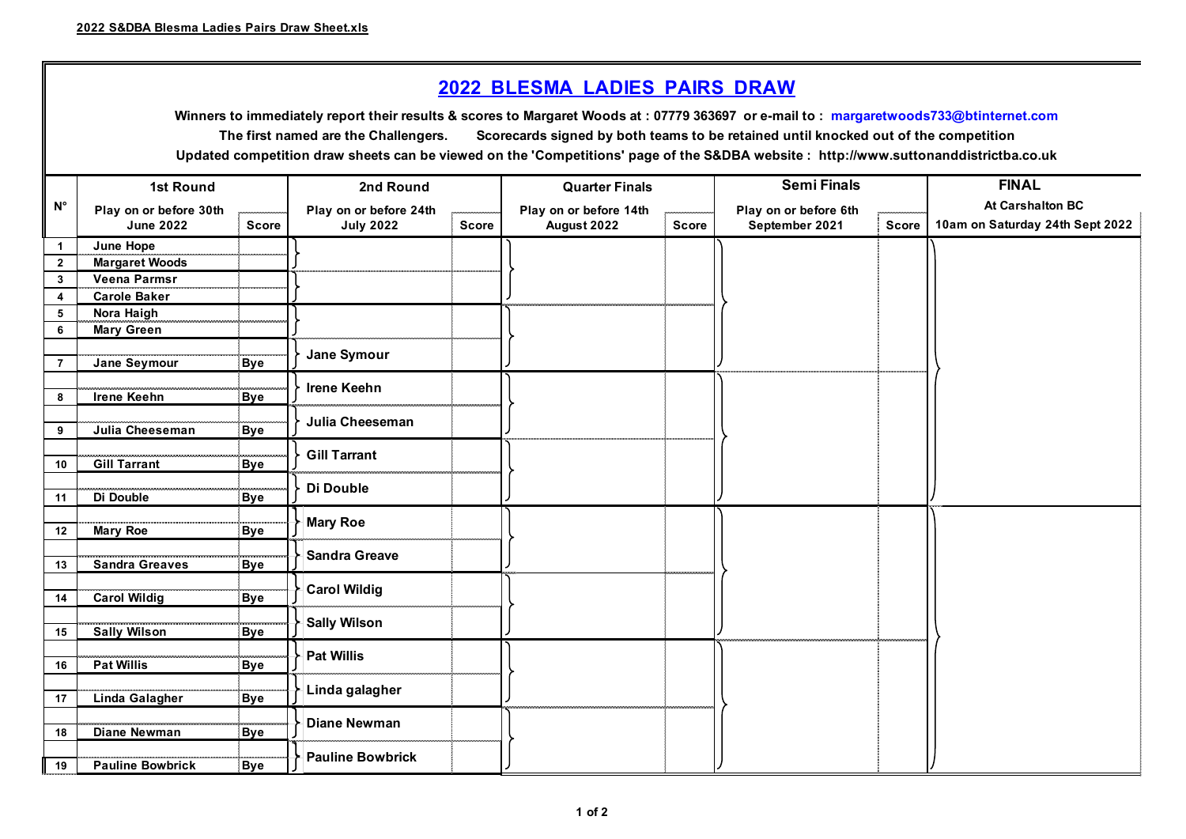2022 S&DBA Blesma Ladies Pairs Draw Sheet.xls

# 2022 BLESMA LADIES PAIRS DRAW

**Winners to immediately report their results & scores to Margaret Woods at : 07779 363697 or e-mail to : margaretwoods733@btinternet.com**

**The first named are the Challengers. Scorecards signed by both teams to be retained until knocked out of the competition**

**Updated competition draw sheets can be viewed on the 'Competitions' page of the S&DBA website : http://www.suttonanddistrictba.co.uk**

| N° | 1st Round<br>Play on or before 30th June 2022 | Score | 2nd Round<br>Play on or before 24th July 2022 | Score | Quarter Finals<br>Play on or before 14th August 2022 | Score | Semi Finals<br>Play on or before 6th September 2021 | Score | FINAL<br>At Carshalton BC<br>10am on Saturday 24th Sept 2022 |
|---|---|---|---|---|---|---|---|---|---|
| 1 | June Hope | | | | | | | | |
| 2 | Margaret Woods | | | | | | | | |
| 3 | Veena Parmsr | | | | | | | | |
| 4 | Carole Baker | | | | | | | | |
| 5 | Nora Haigh | | | | | | | | |
| 6 | Mary Green | | | | | | | | |
| 7 | Jane Seymour | Bye | Jane Symour | | | | | | |
| 8 | Irene Keehn | Bye | Irene Keehn | | | | | | |
| 9 | Julia Cheeseman | Bye | Julia Cheeseman | | | | | | |
| 10 | Gill Tarrant | Bye | Gill Tarrant | | | | | | |
| 11 | Di Double | Bye | Di Double | | | | | | |
| 12 | Mary Roe | Bye | Mary Roe | | | | | | |
| 13 | Sandra Greaves | Bye | Sandra Greave | | | | | | |
| 14 | Carol Wildig | Bye | Carol Wildig | | | | | | |
| 15 | Sally Wilson | Bye | Sally Wilson | | | | | | |
| 16 | Pat Willis | Bye | Pat Willis | | | | | | |
| 17 | Linda Galagher | Bye | Linda galagher | | | | | | |
| 18 | Diane Newman | Bye | Diane Newman | | | | | | |
| 19 | Pauline Bowbrick | Bye | Pauline Bowbrick | | | | | | |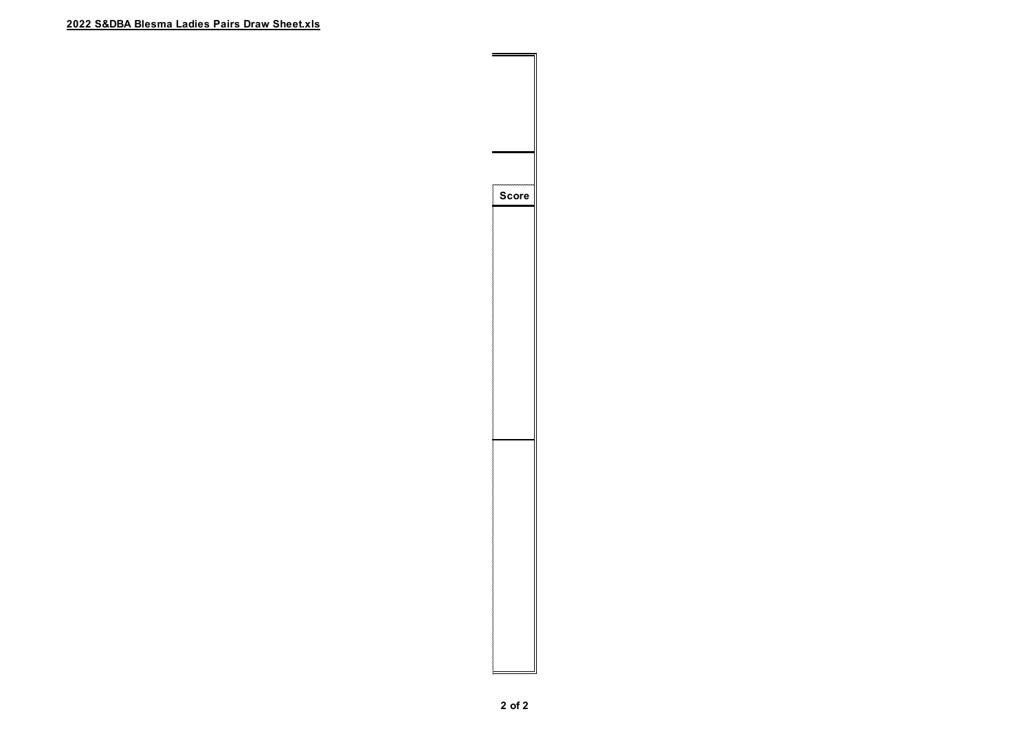| Score |
| --- |
| |
| |